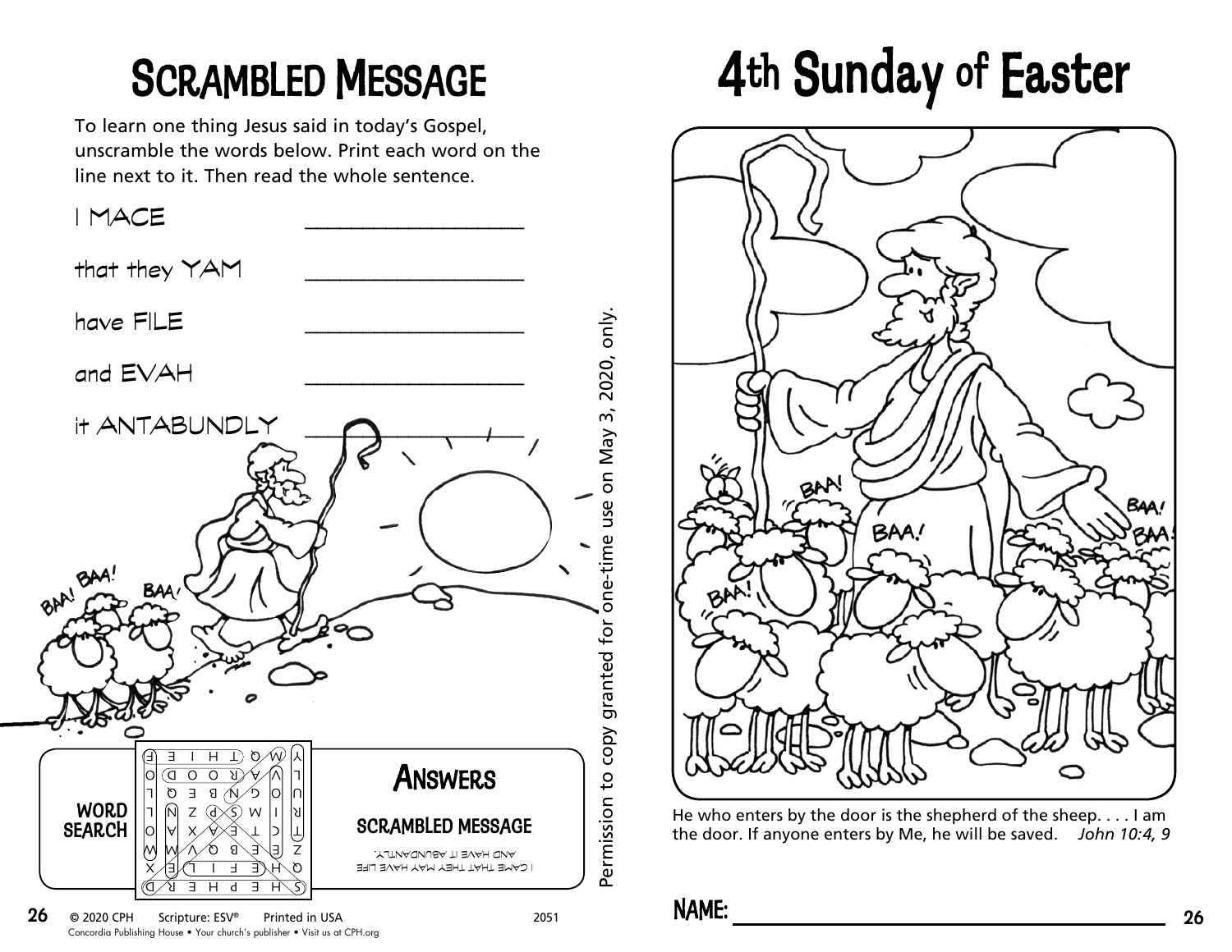# Scrambled Message

To learn one thing Jesus said in today's Gospel, unscramble the words below. Print each word on the line next to it. Then read the whole sentence.

I MACE ____________________

that they YAM ____________________

have FILE ____________________

and EVAH ____________________

it ANTABUNDLY ____________________

## Answers

**WORD SEARCH**

**SCRAMBLED MESSAGE**

I CAME THAT THEY MAY HAVE LIFE AND HAVE IT ABUNDANTLY.

© 2020 CPH Scripture: ESV® Printed in USA 2051

Concordia Publishing House • Your church's publisher • Visit us at CPH.org

Permission to copy granted for one-time use on May 3, 2020, only.

# 4th Sunday of Easter

He who enters by the door is the shepherd of the sheep. . . . I am the door. If anyone enters by Me, he will be saved. *John 10:4, 9*

**NAME:** ____________________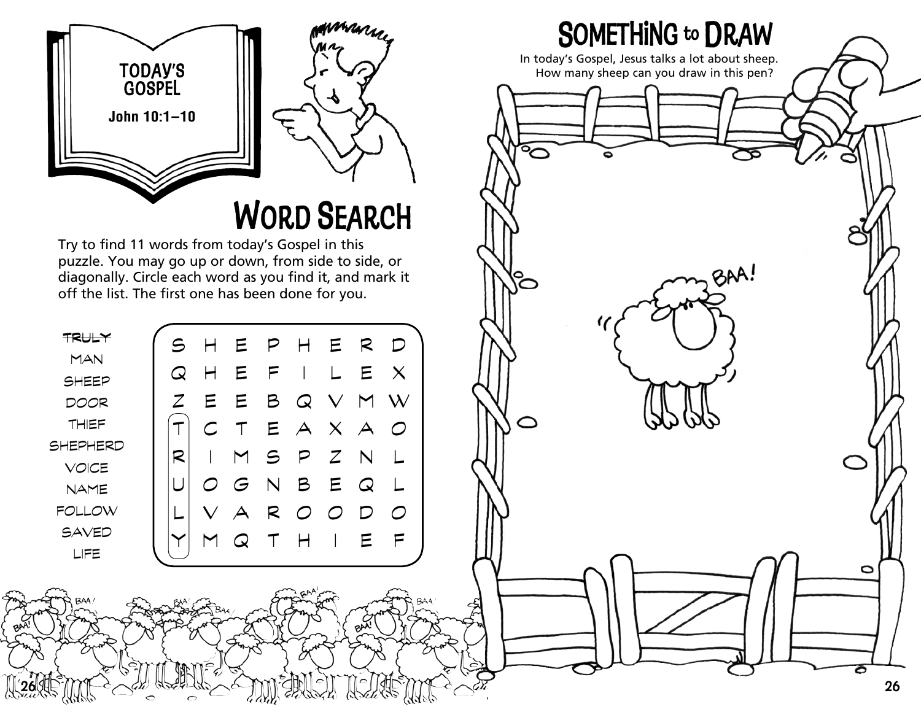TODAY'S GOSPEL

John 10:1–10

# WORD SEARCH

Try to find 11 words from today's Gospel in this puzzle. You may go up or down, from side to side, or diagonally. Circle each word as you find it, and mark it off the list. The first one has been done for you.

~~TRULY~~
MAN
SHEEP
DOOR
THIEF
SHEPHERD
VOICE
NAME
FOLLOW
SAVED
LIFE

| | | | | | | | |
|---|---|---|---|---|---|---|---|
| S | H | E | P | H | E | R | D |
| Q | H | E | F | I | L | E | X |
| Z | E | E | B | Q | V | M | W |
| T | C | T | E | A | X | A | O |
| R | I | M | S | P | Z | N | L |
| U | O | G | N | B | E | Q | L |
| L | V | A | R | O | O | D | O |
| Y | M | Q | T | H | I | E | F |

# SOMETHING to DRAW

In today's Gospel, Jesus talks a lot about sheep. How many sheep can you draw in this pen?

BAA!